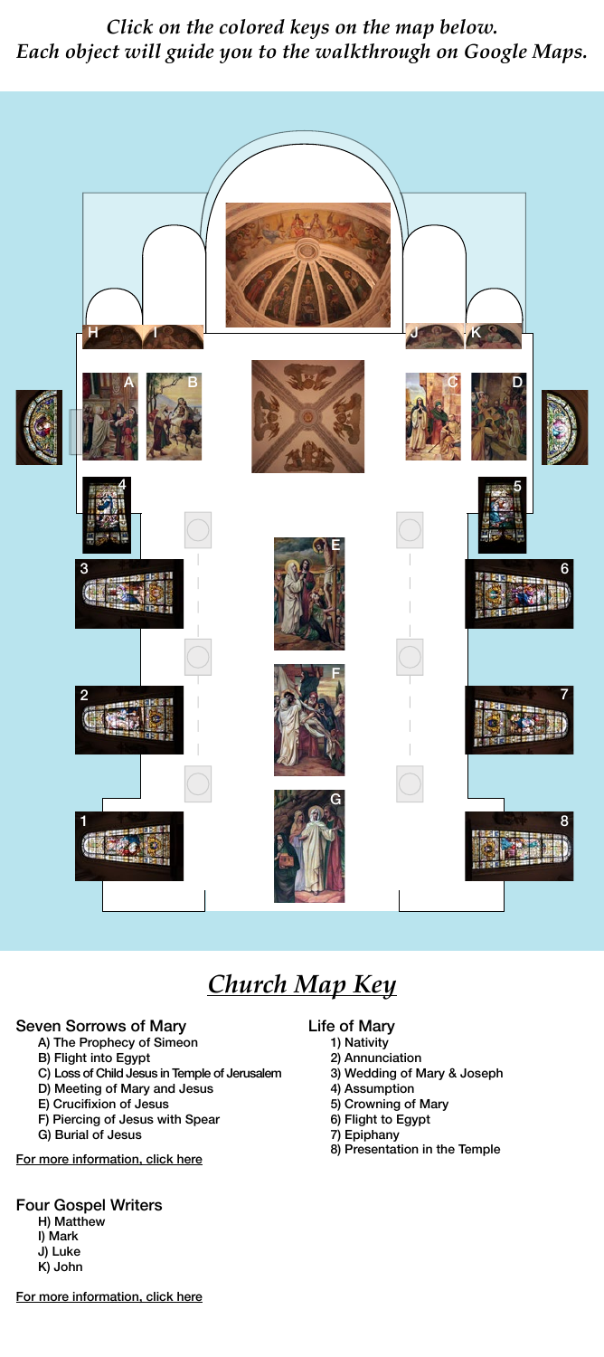*Click on the colored keys on the map below.*
*Each object will guide you to the walkthrough on Google Maps.*

# *Church Map Key*

### Seven Sorrows of Mary

- A) The Prophecy of Simeon
- B) Flight into Egypt
- C) Loss of Child Jesus in Temple of Jerusalem
- D) Meeting of Mary and Jesus
- E) Crucifixion of Jesus
- F) Piercing of Jesus with Spear
- G) Burial of Jesus

For more information, click here

### Life of Mary

- 1) Nativity
- 2) Annunciation
- 3) Wedding of Mary & Joseph
- 4) Assumption
- 5) Crowning of Mary
- 6) Flight to Egypt
- 7) Epiphany
- 8) Presentation in the Temple

### Four Gospel Writers

- H) Matthew
- I) Mark
- J) Luke
- K) John

For more information, click here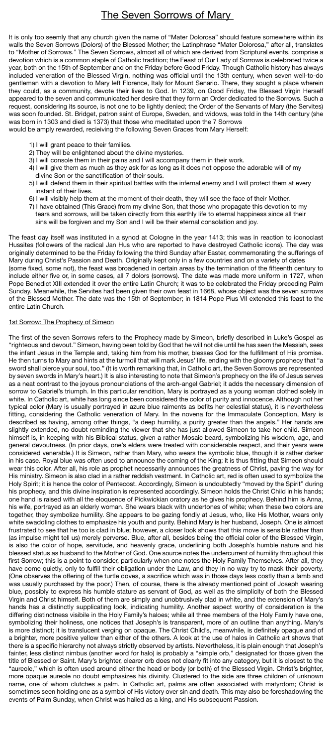# The Seven Sorrows of Mary

It is only too seemly that any church given the name of "Mater Dolorosa" should feature somewhere within its walls the Seven Sorrows (Dolors) of the Blessed Mother; the Latinphrase "Mater Dolorosa," after all, translates to "Mother of Sorrows." The Seven Sorrows, almost all of which are derived from Scriptural events, comprise a devotion which is a common staple of Catholic tradition; the Feast of Our Lady of Sorrows is celebrated twice a year, both on the 15th of September and on the Friday before Good Friday. Though Catholic history has always included veneration of the Blessed Virgin, nothing was official until the 13th century, when seven well-to-do gentleman with a devotion to Mary left Florence, Italy for Mount Senario. There, they sought a place wherein they could, as a community, devote their lives to God. In 1239, on Good Friday, the Blessed Virgin Herself appeared to the seven and communicated her desire that they form an Order dedicated to the Sorrows. Such a request, considering its source, is not one to be lightly denied; the Order of the Servants of Mary (the Servites) was soon founded. St. Bridget, patron saint of Europe, Sweden, and widows, was told in the 14th century (she was born in 1303 and died is 1373) that those who meditated upon the 7 Sorrows would be amply rewarded, recieiving the following Seven Graces from Mary Herself:

1) I will grant peace to their families.
2) They will be enlightened about the divine mysteries.
3) I will console them in their pains and I will accompany them in their work.
4) I will give them as much as they ask for as long as it does not oppose the adorable will of my divine Son or the sanctification of their souls.
5) I will defend them in their spiritual battles with the infernal enemy and I will protect them at every instant of their lives.
6) I will visibly help them at the moment of their death, they will see the face of their Mother.
7) I have obtained (This Grace) from my divine Son, that those who propagate this devotion to my tears and sorrows, will be taken directly from this earthly life to eternal happiness since all their sins will be forgiven and my Son and I will be their eternal consolation and joy.

The feast day itself was instituted in a synod at Cologne in the year 1413; this was in reaction to iconoclast Hussites (followers of the radical Jan Hus who are reported to have destroyed Catholic icons). The day was originally determined to be the Friday following the third Sunday after Easter, commemorating the sufferings of Mary during Christ's Passion and Death. Originally kept only in a few countries and on a variety of dates (some fixed, some not), the feast was broadened in certain areas by the termination of the fifteenth century to include either five or, in some cases, all 7 dolors (sorrows). The date was made more uniform in 1727, when Pope Benedict XIII extended it over the entire Latin Church; it was to be celebrated the Friday preceding Palm Sunday. Meanwhile, the Servites had been given their own feast in 1668, whose object was the seven sorrows of the Blessed Mother. The date was the 15th of September; in 1814 Pope Pius VII extended this feast to the entire Latin Church.

## 1st Sorrow: The Prophecy of Simeon

The first of the seven Sorrows refers to the Prophecy made by Simeon, briefly described in Luke's Gospel as "righteous and devout." Simeon, having been told by God that he will not die until he has seen the Messiah, sees the infant Jesus in the Temple and, taking him from his mother, blesses God for the fulfillment of His promise. He then turns to Mary and hints at the turmoil that will mark Jesus' life, ending with the gloomy prophecy that "a sword shall pierce your soul, too." (It is worth remarking that, in Catholic art, the Seven Sorrows are represented by seven swords in Mary's heart.) It is also interesting to note that Simeon's prophecy on the life of Jesus serves as a neat contrast to the joyous pronounciations of the arch-angel Gabriel; it adds the necessary dimension of sorrow to Gabriel's triumph. In this particular rendition, Mary is portrayed as a young woman clothed solely in white. In Catholic art, white has long since been considered the color of purity and innocence. Although not her typical color (Mary is usually portrayed in azure blue raiments as befits her celestial status), it is nevertheless fitting, considering the Catholic veneration of Mary. In the novena for the Immaculate Conception, Mary is described as having, among other things, "a deep humility, a purity greater than the angels." Her hands are slightly extended, no doubt reminding the viewer that she has just allowed Simeon to take her child. Simeon himself is, in keeping with his Biblical status, given a rather Mosaic beard, symbolizing his wisdom, age, and general devoutness. (In prior days, one's elders were treated with considerable respect, and their years were considered venerable.) It is Simeon, rather than Mary, who wears the symbolic blue, though it is rather darker in his case. Royal blue was often used to announce the coming of the King; it is thus fitting that Simeon should wear this color. After all, his role as prophet necessarily announces the greatness of Christ, paving the way for His ministry. Simeon is also clad in a rather reddish vestment. In Catholic art, red is often used to symbolize the Holy Spirit; it is hence the color of Pentecost. Accordingly, Simeon is undoubtedly "moved by the Spirit" during his prophecy, and this divine inspiration is represented accordingly. Simeon holds the Christ Child in his hands; one hand is raised with all the eloquence of Pickwickian oratory as he gives his prophecy. Behind him is Anna, his wife, portrayed as an elderly woman. She wears black with undertones of white; when these two colors are together, they symbolize humility. She appears to be gazing fondly at Jesus, who, like His Mother, wears only white swaddling clothes to emphasize his youth and purity. Behind Mary is her husband, Joseph. One is almost frustrated to see that he too is clad in blue; however, a closer look shows that this move is sensible rather than (as impulse might tell us) merely perverse. Blue, after all, besides being the official color of the Blessed Virgin, is also the color of hope, servitude, and heavenly grace, underlining both Joseph's humble nature and his blessed status as husband to the Mother of God. One source notes the undercurrent of humility throughout this first Sorrow; this is a point to consider, particularly when one notes the Holy Family Themselves. After all, they have come quietly, only to fulfill their obligation under the Law, and they in no way try to mask their poverty. (One observes the offering of the turtle doves, a sacrifice which was in those days less costly than a lamb and was usually purchased by the poor.) Then, of course, there is the already mentioned point of Joseph wearing blue, possibly to express his humble stature as servant of God, as well as the simplicity of both the Blessed Virgin and Christ himself. Both of them are simply and unobtrusively clad in white, and the extension of Mary's hands has a distinctly supplicating look, indicating humility. Another aspect worthy of consideration is the differing distinctness visibile in the Holy Family's haloes; while all three members of the Holy Family have one, symbolizing their holiness, one notices that Joseph's is transparent, more of an outline than anything. Mary's is more distinct; it is translucent verging on opaque. The Christ Child's, meanwhile, is definitely opaque and of a brighter, more positive yellow than either of the others. A look at the use of halos in Catholic art shows that there is a specific hierarchy not always strictly observed by artists. Nevertheless, it is plain enough that Joseph's fainter, less distinct nimbus (another word for halo) is probably a "simple orb," designated for those given the title of Blessed or Saint. Mary's brighter, clearer orb does not clearly fit into any category, but it is closest to the "aureole," which is often used around either the head or body (or both) of the Blessed Virgin. Christ's brighter, more opaque aureole no doubt emphasizes his divinity. Clustered to the side are three children of unknown name, one of whom clutches a palm. In Catholic art, palms are often associated with matyrdom; Christ is sometimes seen holding one as a symbol of His victory over sin and death. This may also be foreshadowing the events of Palm Sunday, when Christ was hailed as a king, and His subsequent Passion.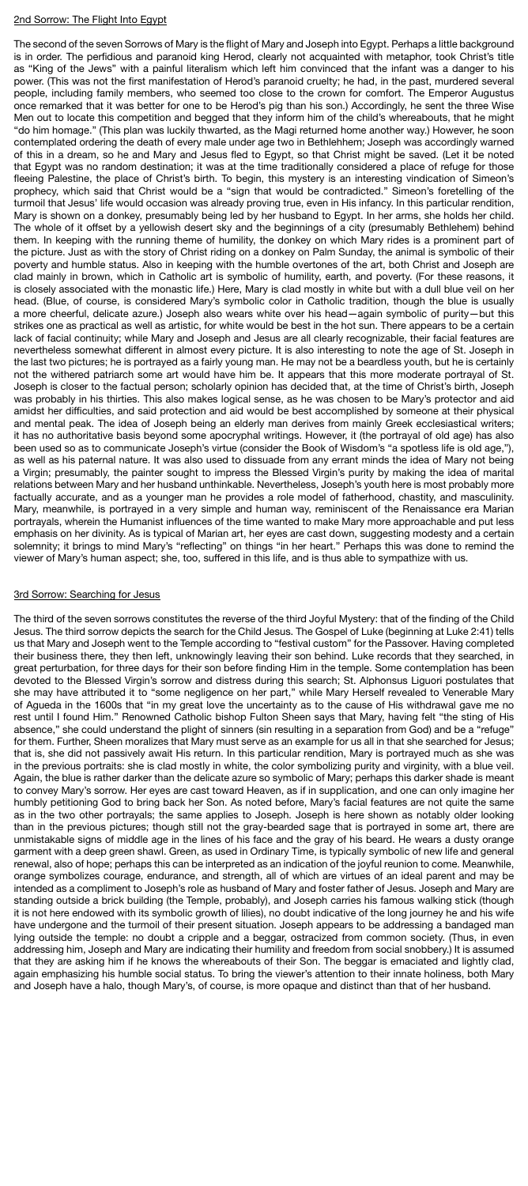## 2nd Sorrow: The Flight Into Egypt

The second of the seven Sorrows of Mary is the flight of Mary and Joseph into Egypt. Perhaps a little background is in order. The perfidious and paranoid king Herod, clearly not acquainted with metaphor, took Christ's title as "King of the Jews" with a painful literalism which left him convinced that the infant was a danger to his power. (This was not the first manifestation of Herod's paranoid cruelty; he had, in the past, murdered several people, including family members, who seemed too close to the crown for comfort. The Emperor Augustus once remarked that it was better for one to be Herod's pig than his son.) Accordingly, he sent the three Wise Men out to locate this competition and begged that they inform him of the child's whereabouts, that he might "do him homage." (This plan was luckily thwarted, as the Magi returned home another way.) However, he soon contemplated ordering the death of every male under age two in Bethlehhem; Joseph was accordingly warned of this in a dream, so he and Mary and Jesus fled to Egypt, so that Christ might be saved. (Let it be noted that Egypt was no random destination; it was at the time traditionally considered a place of refuge for those fleeing Palestine, the place of Christ's birth. To begin, this mystery is an interesting vindication of Simeon's prophecy, which said that Christ would be a "sign that would be contradicted." Simeon's foretelling of the turmoil that Jesus' life would occasion was already proving true, even in His infancy. In this particular rendition, Mary is shown on a donkey, presumably being led by her husband to Egypt. In her arms, she holds her child. The whole of it offset by a yellowish desert sky and the beginnings of a city (presumably Bethlehem) behind them. In keeping with the running theme of humility, the donkey on which Mary rides is a prominent part of the picture. Just as with the story of Christ riding on a donkey on Palm Sunday, the animal is symbolic of their poverty and humble status. Also in keeping with the humble overtones of the art, both Christ and Joseph are clad mainly in brown, which in Catholic art is symbolic of humility, earth, and poverty. (For these reasons, it is closely associated with the monastic life.) Here, Mary is clad mostly in white but with a dull blue veil on her head. (Blue, of course, is considered Mary's symbolic color in Catholic tradition, though the blue is usually a more cheerful, delicate azure.) Joseph also wears white over his head—again symbolic of purity—but this strikes one as practical as well as artistic, for white would be best in the hot sun. There appears to be a certain lack of facial continuity; while Mary and Joseph and Jesus are all clearly recognizable, their facial features are nevertheless somewhat different in almost every picture. It is also interesting to note the age of St. Joseph in the last two pictures; he is portrayed as a fairly young man. He may not be a beardless youth, but he is certainly not the withered patriarch some art would have him be. It appears that this more moderate portrayal of St. Joseph is closer to the factual person; scholarly opinion has decided that, at the time of Christ's birth, Joseph was probably in his thirties. This also makes logical sense, as he was chosen to be Mary's protector and aid amidst her difficulties, and said protection and aid would be best accomplished by someone at their physical and mental peak. The idea of Joseph being an elderly man derives from mainly Greek ecclesiastical writers; it has no authoritative basis beyond some apocryphal writings. However, it (the portrayal of old age) has also been used so as to communicate Joseph's virtue (consider the Book of Wisdom's "a spotless life is old age,"), as well as his paternal nature. It was also used to dissuade from any errant minds the idea of Mary not being a Virgin; presumably, the painter sought to impress the Blessed Virgin's purity by making the idea of marital relations between Mary and her husband unthinkable. Nevertheless, Joseph's youth here is most probably more factually accurate, and as a younger man he provides a role model of fatherhood, chastity, and masculinity. Mary, meanwhile, is portrayed in a very simple and human way, reminiscent of the Renaissance era Marian portrayals, wherein the Humanist influences of the time wanted to make Mary more approachable and put less emphasis on her divinity. As is typical of Marian art, her eyes are cast down, suggesting modesty and a certain solemnity; it brings to mind Mary's "reflecting" on things "in her heart." Perhaps this was done to remind the viewer of Mary's human aspect; she, too, suffered in this life, and is thus able to sympathize with us.

## 3rd Sorrow: Searching for Jesus

The third of the seven sorrows constitutes the reverse of the third Joyful Mystery: that of the finding of the Child Jesus. The third sorrow depicts the search for the Child Jesus. The Gospel of Luke (beginning at Luke 2:41) tells us that Mary and Joseph went to the Temple according to "festival custom" for the Passover. Having completed their business there, they then left, unknowingly leaving their son behind. Luke records that they searched, in great perturbation, for three days for their son before finding Him in the temple. Some contemplation has been devoted to the Blessed Virgin's sorrow and distress during this search; St. Alphonsus Liguori postulates that she may have attributed it to "some negligence on her part," while Mary Herself revealed to Venerable Mary of Agueda in the 1600s that "in my great love the uncertainty as to the cause of His withdrawal gave me no rest until I found Him." Renowned Catholic bishop Fulton Sheen says that Mary, having felt "the sting of His absence," she could understand the plight of sinners (sin resulting in a separation from God) and be a "refuge" for them. Further, Sheen moralizes that Mary must serve as an example for us all in that she searched for Jesus; that is, she did not passively await His return. In this particular rendition, Mary is portrayed much as she was in the previous portraits: she is clad mostly in white, the color symbolizing purity and virginity, with a blue veil. Again, the blue is rather darker than the delicate azure so symbolic of Mary; perhaps this darker shade is meant to convey Mary's sorrow. Her eyes are cast toward Heaven, as if in supplication, and one can only imagine her humbly petitioning God to bring back her Son. As noted before, Mary's facial features are not quite the same as in the two other portrayals; the same applies to Joseph. Joseph is here shown as notably older looking than in the previous pictures; though still not the gray-bearded sage that is portrayed in some art, there are unmistakable signs of middle age in the lines of his face and the gray of his beard. He wears a dusty orange garment with a deep green shawl. Green, as used in Ordinary Time, is typically symbolic of new life and general renewal, also of hope; perhaps this can be interpreted as an indication of the joyful reunion to come. Meanwhile, orange symbolizes courage, endurance, and strength, all of which are virtues of an ideal parent and may be intended as a compliment to Joseph's role as husband of Mary and foster father of Jesus. Joseph and Mary are standing outside a brick building (the Temple, probably), and Joseph carries his famous walking stick (though it is not here endowed with its symbolic growth of lilies), no doubt indicative of the long journey he and his wife have undergone and the turmoil of their present situation. Joseph appears to be addressing a bandaged man lying outside the temple: no doubt a cripple and a beggar, ostracized from common society. (Thus, in even addressing him, Joseph and Mary are indicating their humility and freedom from social snobbery.) It is assumed that they are asking him if he knows the whereabouts of their Son. The beggar is emaciated and lightly clad, again emphasizing his humble social status. To bring the viewer's attention to their innate holiness, both Mary and Joseph have a halo, though Mary's, of course, is more opaque and distinct than that of her husband.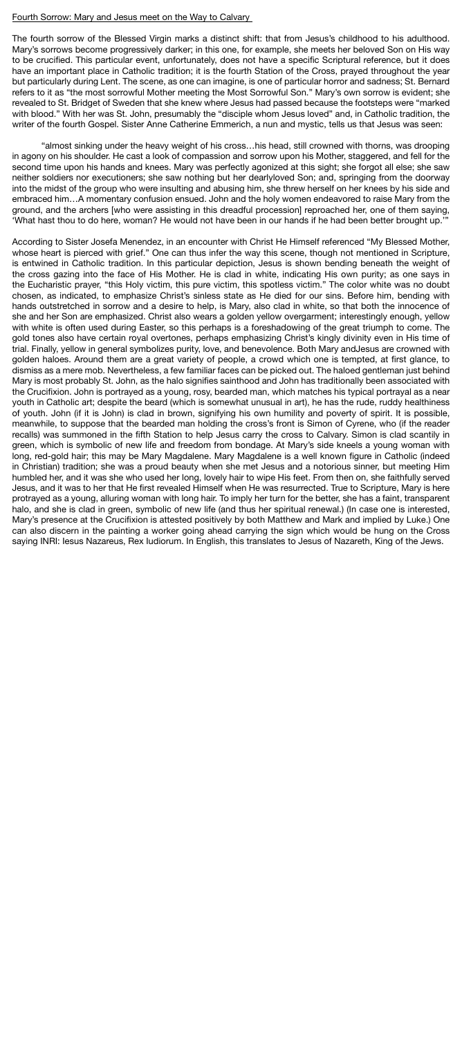Fourth Sorrow: Mary and Jesus meet on the Way to Calvary

The fourth sorrow of the Blessed Virgin marks a distinct shift: that from Jesus's childhood to his adulthood. Mary's sorrows become progressively darker; in this one, for example, she meets her beloved Son on His way to be crucified. This particular event, unfortunately, does not have a specific Scriptural reference, but it does have an important place in Catholic tradition; it is the fourth Station of the Cross, prayed throughout the year but particularly during Lent. The scene, as one can imagine, is one of particular horror and sadness; St. Bernard refers to it as "the most sorrowful Mother meeting the Most Sorrowful Son." Mary's own sorrow is evident; she revealed to St. Bridget of Sweden that she knew where Jesus had passed because the footsteps were "marked with blood." With her was St. John, presumably the "disciple whom Jesus loved" and, in Catholic tradition, the writer of the fourth Gospel. Sister Anne Catherine Emmerich, a nun and mystic, tells us that Jesus was seen:

> "almost sinking under the heavy weight of his cross…his head, still crowned with thorns, was drooping in agony on his shoulder. He cast a look of compassion and sorrow upon his Mother, staggered, and fell for the second time upon his hands and knees. Mary was perfectly agonized at this sight; she forgot all else; she saw neither soldiers nor executioners; she saw nothing but her dearlyloved Son; and, springing from the doorway into the midst of the group who were insulting and abusing him, she threw herself on her knees by his side and embraced him…A momentary confusion ensued. John and the holy women endeavored to raise Mary from the ground, and the archers [who were assisting in this dreadful procession] reproached her, one of them saying, 'What hast thou to do here, woman? He would not have been in our hands if he had been better brought up.'"

According to Sister Josefa Menendez, in an encounter with Christ He Himself referenced "My Blessed Mother, whose heart is pierced with grief." One can thus infer the way this scene, though not mentioned in Scripture, is entwined in Catholic tradition. In this particular depiction, Jesus is shown bending beneath the weight of the cross gazing into the face of His Mother. He is clad in white, indicating His own purity; as one says in the Eucharistic prayer, "this Holy victim, this pure victim, this spotless victim." The color white was no doubt chosen, as indicated, to emphasize Christ's sinless state as He died for our sins. Before him, bending with hands outstretched in sorrow and a desire to help, is Mary, also clad in white, so that both the innocence of she and her Son are emphasized. Christ also wears a golden yellow overgarment; interestingly enough, yellow with white is often used during Easter, so this perhaps is a foreshadowing of the great triumph to come. The gold tones also have certain royal overtones, perhaps emphasizing Christ's kingly divinity even in His time of trial. Finally, yellow in general symbolizes purity, love, and benevolence. Both Mary andJesus are crowned with golden haloes. Around them are a great variety of people, a crowd which one is tempted, at first glance, to dismiss as a mere mob. Nevertheless, a few familiar faces can be picked out. The haloed gentleman just behind Mary is most probably St. John, as the halo signifies sainthood and John has traditionally been associated with the Crucifixion. John is portrayed as a young, rosy, bearded man, which matches his typical portrayal as a near youth in Catholic art; despite the beard (which is somewhat unusual in art), he has the rude, ruddy healthiness of youth. John (if it is John) is clad in brown, signifying his own humility and poverty of spirit. It is possible, meanwhile, to suppose that the bearded man holding the cross's front is Simon of Cyrene, who (if the reader recalls) was summoned in the fifth Station to help Jesus carry the cross to Calvary. Simon is clad scantily in green, which is symbolic of new life and freedom from bondage. At Mary's side kneels a young woman with long, red-gold hair; this may be Mary Magdalene. Mary Magdalene is a well known figure in Catholic (indeed in Christian) tradition; she was a proud beauty when she met Jesus and a notorious sinner, but meeting Him humbled her, and it was she who used her long, lovely hair to wipe His feet. From then on, she faithfully served Jesus, and it was to her that He first revealed Himself when He was resurrected. True to Scripture, Mary is here protrayed as a young, alluring woman with long hair. To imply her turn for the better, she has a faint, transparent halo, and she is clad in green, symbolic of new life (and thus her spiritual renewal.) (In case one is interested, Mary's presence at the Crucifixion is attested positively by both Matthew and Mark and implied by Luke.) One can also discern in the painting a worker going ahead carrying the sign which would be hung on the Cross saying INRI: Iesus Nazareus, Rex Iudiorum. In English, this translates to Jesus of Nazareth, King of the Jews.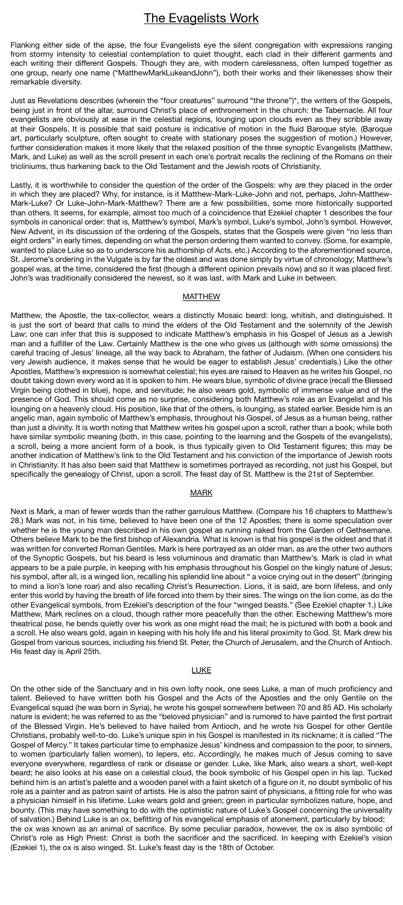# The Evagelists Work

Flanking either side of the apse, the four Evangelists eye the silent congregation with expressions ranging from stormy intensity to celestial contemplation to quiet thought, each clad in their different garments and each writing their different Gospels. Though they are, with modern carelessness, often lumped together as one group, nearly one name ("MatthewMarkLukeandJohn"), both their works and their likenesses show their remarkable diversity.

Just as Revelations describes (wherein the "four creatures" surround "the throne")*, the writers of the Gospels, being just in front of the altar, surround Christ's place of enthronement in the church: the Tabernacle. All four evangelists are obviously at ease in the celestial regions, lounging upon clouds even as they scribble away at their Gospels. It is possible that said posture is indicative of motion in the fluid Baroque style. (Baroque art, particularly sculpture, often sought to create with stationary poses the suggestion of motion.) However, further consideration makes it more likely that the relaxed position of the three synoptic Evangelists (Matthew, Mark, and Luke) as well as the scroll present in each one's portrait recalls the reclining of the Romans on their tricliniums, thus harkening back to the Old Testament and the Jewish roots of Christianity.

Lastly, it is worthwhile to consider the question of the order of the Gospels: why are they placed in the order in which they are placed? Why, for instance, is it Matthew-Mark-Luke-John and not, perhaps, John-Matthew-Mark-Luke? Or Luke-John-Mark-Matthew? There are a few possibilities, some more historically supported than others. It seems, for example, almost too much of a coincidence that Ezekiel chapter 1 describes the four symbols in canonical order: that is, Matthew's symbol, Mark's symbol, Luke's symbol, John's symbol. However, New Advent, in its discussion of the ordering of the Gospels, states that the Gospels were given "no less than eight orders" in early times, depending on what the person ordering them wanted to convey. (Some, for example, wanted to place Luke so as to underscore his authorship of Acts, etc.) According to the aforementioned source, St. Jerome's ordering in the Vulgate is by far the oldest and was done simply by virtue of chronology; Matthew's gospel was, at the time, considered the first (though a different opinion prevails now) and so it was placed first. John's was traditionally considered the newest, so it was last, with Mark and Luke in between.

## MATTHEW

Matthew, the Apostle, the tax-collector, wears a distinctly Mosaic beard: long, whitish, and distinguished. It is just the sort of beard that calls to mind the elders of the Old Testament and the solemnity of the Jewish Law; one can infer that this is supposed to indicate Matthew's emphasis in his Gospel of Jesus as a Jewish man and a fulfiller of the Law. Certainly Matthew is the one who gives us (although with some omissions) the careful tracing of Jesus' lineage, all the way back to Abraham, the father of Judaism. (When one considers his very Jewish audience, it makes sense that he would be eager to establish Jesus' credentials.) Like the other Apostles, Matthew's expression is somewhat celestial; his eyes are raised to Heaven as he writes his Gospel, no doubt taking down every word as it is spoken to him. He wears blue, symbolic of divine grace (recall the Blessed Virgin being clothed in blue), hope, and servitude; he also wears gold, symbolic of immense value and of the presence of God. This should come as no surprise, considering both Matthew's role as an Evangelist and his lounging on a heavenly cloud. His position, like that of the others, is lounging, as stated earlier. Beside him is an angelic man, again symbolic of Matthew's emphasis, throughout his Gospel, of Jesus as a human being, rather than just a divinity. It is worth noting that Matthew writes his gospel upon a scroll, rather than a book; while both have similar symbolic meaning (both, in this case, pointing to the learning and the Gospels of the evangelists), a scroll, being a more ancient form of a book, is thus typically given to Old Testament figures; this may be another indication of Matthew's link to the Old Testament and his conviction of the importance of Jewish roots in Christianity. It has also been said that Matthew is sometimes portrayed as recording, not just his Gospel, but specifically the genealogy of Christ, upon a scroll. The feast day of St. Matthew is the 21st of September.

## MARK

Next is Mark, a man of fewer words than the rather garrulous Matthew. (Compare his 16 chapters to Matthew's 28.) Mark was not, in his time, believed to have been one of the 12 Apostles; there is some speculation over whether he is the young man described in his own gospel as running naked from the Garden of Gethsemane. Others believe Mark to be the first bishop of Alexandria. What is known is that his gospel is the oldest and that it was written for converted Roman Gentiles. Mark is here portrayed as an older man, as are the other two authors of the Synoptic Gospels, but his beard is less voluminous and dramatic than Matthew's. Mark is clad in what appears to be a pale purple, in keeping with his emphasis throughout his Gospel on the kingly nature of Jesus; his symbol, after all, is a winged lion, recalling his splendid line about " a voice crying out in the desert" (bringing to mind a lion's lone roar) and also recalling Christ's Resurrection. Lions, it is said, are born lifeless, and only enter this world by having the breath of life forced into them by their sires. The wings on the lion come, as do the other Evangelical symbols, from Ezekiel's description of the four "winged beasts." (See Ezekiel chapter 1.) Like Matthew, Mark reclines on a cloud, though rather more peacefully than the other. Eschewing Matthew's more theatrical pose, he bends quietly over his work as one might read the mail; he is pictured with both a book and a scroll. He also wears gold, again in keeping with his holy life and his literal proximity to God. St. Mark drew his Gospel from various sources, including his friend St. Peter, the Church of Jerusalem, and the Church of Antioch. His feast day is April 25th.

## LUKE

On the other side of the Sanctuary and in his own lofty nook, one sees Luke, a man of much proficiency and talent. Believed to have written both his Gospel and the Acts of the Apostles and the only Gentile on the Evangelical squad (he was born in Syria), he wrote his gospel somewhere between 70 and 85 AD. His scholarly nature is evident; he was referred to as the "beloved physician" and is rumored to have painted the first portrait of the Blessed Virgin. He's believed to have hailed from Antioch, and he wrote his Gospel for other Gentile Christians, probably well-to-do. Luke's unique spin in his Gospel is manifested in its nickname; it is called "The Gospel of Mercy." It takes particular time to emphasize Jesus' kindness and compassion to the poor, to sinners, to women (particularly fallen women), to lepers, etc. Accordingly, he makes much of Jesus coming to save everyone everywhere, regardless of rank or disease or gender. Luke, like Mark, also wears a short, well-kept beard; he also looks at his ease on a celestial cloud, the book symbolic of his Gospel open in his lap. Tucked behind him is an artist's palette and a wooden panel with a faint sketch of a figure on it, no doubt symbolic of his role as a painter and as patron saint of artists. He is also the patron saint of physicians, a fitting role for who was a physician himself in his lifetime. Luke wears gold and green; green in particular symbolizes nature, hope, and bounty. (This may have something to do with the optimistic nature of Luke's Gospel concerning the universality of salvation.) Behind Luke is an ox, befitting of his evangelical emphasis of atonement, particularly by blood; the ox was known as an animal of sacrifice. By some peculiar paradox, however, the ox is also symbolic of Christ's role as High Priest: Christ is both the sacrificer and the sacrificed. In keeping with Ezekiel's vision (Ezekiel 1), the ox is also winged. St. Luke's feast day is the 18th of October.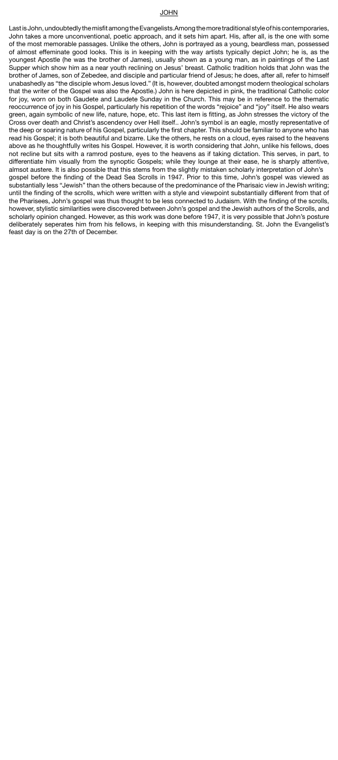## <u>JOHN</u>

Last is John, undoubtedly the misfit among the Evangelists. Among the more traditional style of his contemporaries, John takes a more unconventional, poetic approach, and it sets him apart. His, after all, is the one with some of the most memorable passages. Unlike the others, John is portrayed as a young, beardless man, possessed of almost effeminate good looks. This is in keeping with the way artists typically depict John; he is, as the youngest Apostle (he was the brother of James), usually shown as a young man, as in paintings of the Last Supper which show him as a near youth reclining on Jesus' breast. Catholic tradition holds that John was the brother of James, son of Zebedee, and disciple and particular friend of Jesus; he does, after all, refer to himself unabashedly as "the disciple whom Jesus loved." (It is, however, doubted amongst modern theological scholars that the writer of the Gospel was also the Apostle.) John is here depicted in pink, the traditional Catholic color for joy, worn on both Gaudete and Laudete Sunday in the Church. This may be in reference to the thematic reoccurrence of joy in his Gospel, particularly his repetition of the words "rejoice" and "joy" itself. He also wears green, again symbolic of new life, nature, hope, etc. This last item is fitting, as John stresses the victory of the Cross over death and Christ's ascendency over Hell itself.. John's symbol is an eagle, mostly representative of the deep or soaring nature of his Gospel, particularly the first chapter. This should be familiar to anyone who has read his Gospel; it is both beautiful and bizarre. Like the others, he rests on a cloud, eyes raised to the heavens above as he thoughtfully writes his Gospel. However, it is worth considering that John, unlike his fellows, does not recline but sits with a ramrod posture, eyes to the heavens as if taking dictation. This serves, in part, to differentiate him visually from the synoptic Gospels; while they lounge at their ease, he is sharply attentive, almsot austere. It is also possible that this stems from the slightly mistaken scholarly interpretation of John's gospel before the finding of the Dead Sea Scrolls in 1947. Prior to this time, John's gospel was viewed as substantially less "Jewish" than the others because of the predominance of the Pharisaic view in Jewish writing; until the finding of the scrolls, which were written with a style and viewpoint substantially different from that of the Pharisees, John's gospel was thus thought to be less connected to Judaism. With the finding of the scrolls, however, stylistic similarities were discovered between John's gospel and the Jewish authors of the Scrolls, and scholarly opinion changed. However, as this work was done before 1947, it is very possible that John's posture deliberately seperates him from his fellows, in keeping with this misunderstanding. St. John the Evangelist's feast day is on the 27th of December.